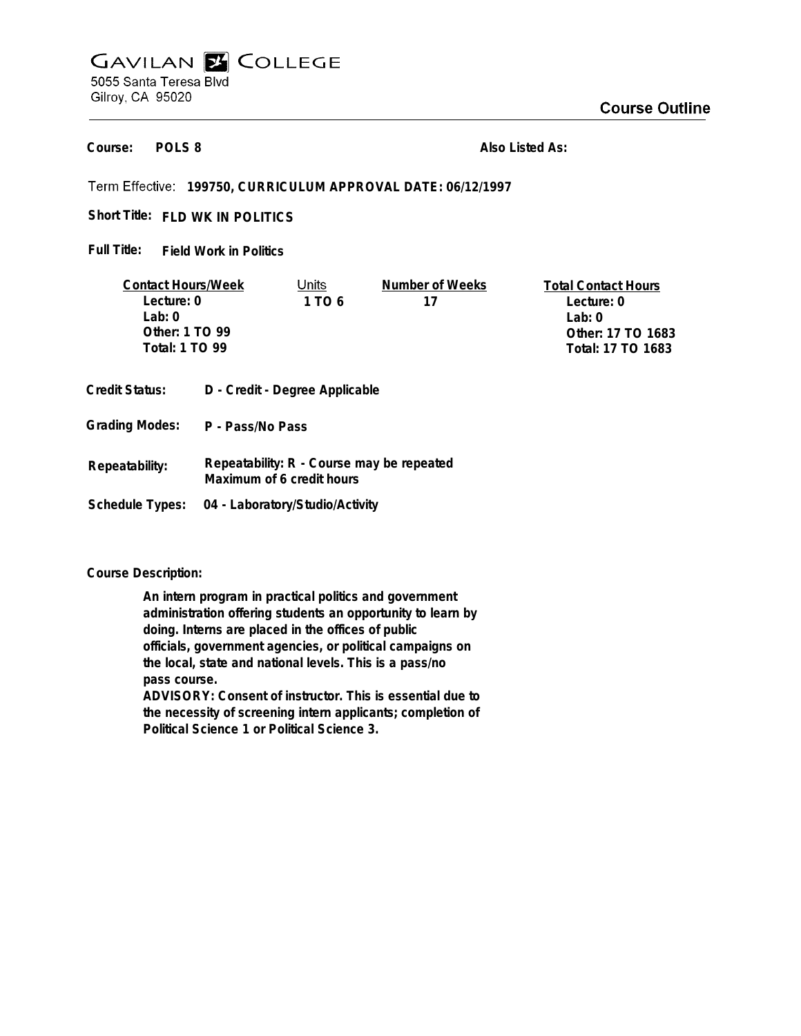# GAVILAN COLLEGE

5055 Santa Teresa Blvd
Gilroy, CA 95020

## Course Outline

**Course:** POLS 8

**Also Listed As:**

Term Effective: **199750, CURRICULUM APPROVAL DATE: 06/12/1997**

**Short Title:** FLD WK IN POLITICS

**Full Title:** Field Work in Politics

| Contact Hours/Week | Units | Number of Weeks | Total Contact Hours |
|---|---|---|---|
| Lecture: 0 | 1 TO 6 | 17 | Lecture: 0 |
| Lab: 0 | | | Lab: 0 |
| Other: 1 TO 99 | | | Other: 17 TO 1683 |
| Total: 1 TO 99 | | | Total: 17 TO 1683 |

**Credit Status:** D - Credit - Degree Applicable

**Grading Modes:** P - Pass/No Pass

**Repeatability:** Repeatability: R - Course may be repeated
Maximum of 6 credit hours

**Schedule Types:** 04 - Laboratory/Studio/Activity

**Course Description:**

An intern program in practical politics and government administration offering students an opportunity to learn by doing. Interns are placed in the offices of public officials, government agencies, or political campaigns on the local, state and national levels. This is a pass/no pass course.
ADVISORY: Consent of instructor. This is essential due to the necessity of screening intern applicants; completion of Political Science 1 or Political Science 3.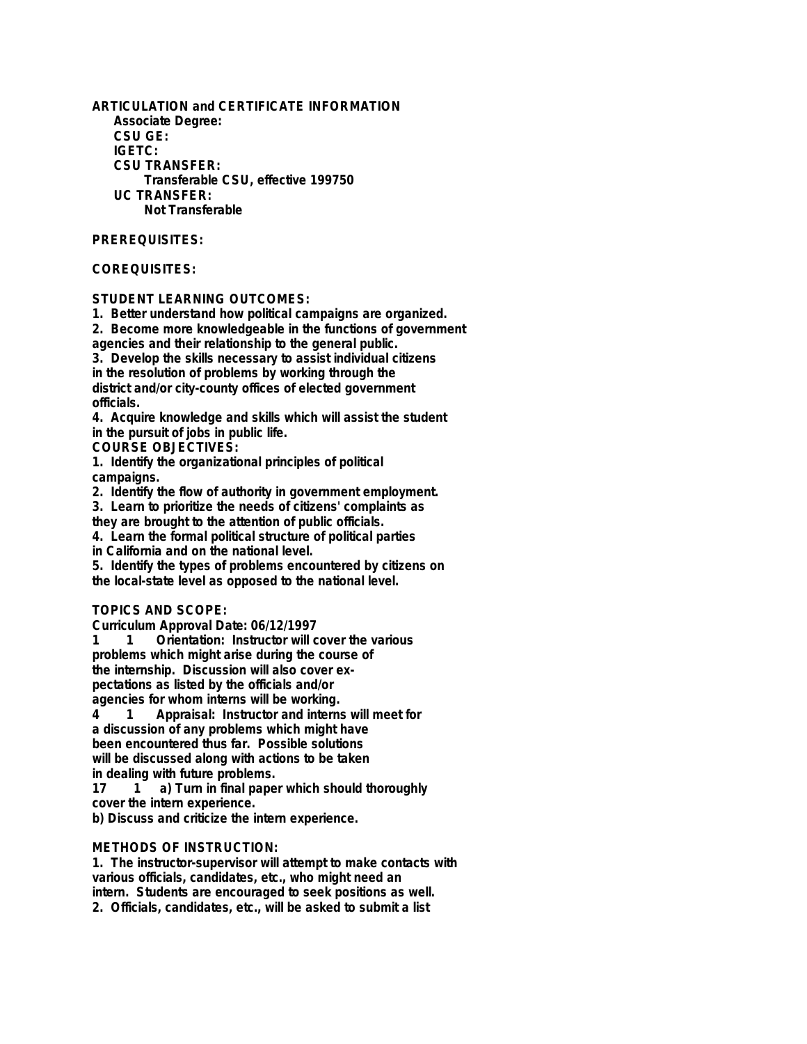**ARTICULATION and CERTIFICATE INFORMATION**

**Associate Degree:**

**CSU GE:**

**IGETC:**

**CSU TRANSFER:**

Transferable CSU, effective 199750

**UC TRANSFER:**

Not Transferable

**PREREQUISITES:**

**COREQUISITES:**

**STUDENT LEARNING OUTCOMES:**

1. Better understand how political campaigns are organized.
2. Become more knowledgeable in the functions of government agencies and their relationship to the general public.
3. Develop the skills necessary to assist individual citizens in the resolution of problems by working through the district and/or city-county offices of elected government officials.
4. Acquire knowledge and skills which will assist the student in the pursuit of jobs in public life.

**COURSE OBJECTIVES:**

1. Identify the organizational principles of political campaigns.
2. Identify the flow of authority in government employment.
3. Learn to prioritize the needs of citizens' complaints as they are brought to the attention of public officials.
4. Learn the formal political structure of political parties in California and on the national level.
5. Identify the types of problems encountered by citizens on the local-state level as opposed to the national level.

**TOPICS AND SCOPE:**

Curriculum Approval Date: 06/12/1997

1 1 Orientation: Instructor will cover the various problems which might arise during the course of the internship. Discussion will also cover expectations as listed by the officials and/or agencies for whom interns will be working.

4 1 Appraisal: Instructor and interns will meet for a discussion of any problems which might have been encountered thus far. Possible solutions will be discussed along with actions to be taken in dealing with future problems.

17 1 a) Turn in final paper which should thoroughly cover the intern experience.
b) Discuss and criticize the intern experience.

**METHODS OF INSTRUCTION:**

1. The instructor-supervisor will attempt to make contacts with various officials, candidates, etc., who might need an intern. Students are encouraged to seek positions as well.
2. Officials, candidates, etc., will be asked to submit a list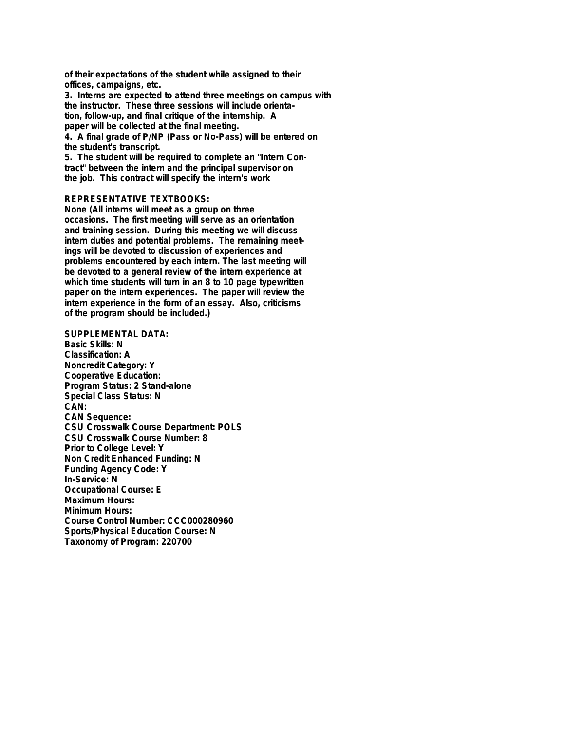of their expectations of the student while assigned to their offices, campaigns, etc.

3. Interns are expected to attend three meetings on campus with the instructor. These three sessions will include orientation, follow-up, and final critique of the internship. A paper will be collected at the final meeting.

4. A final grade of P/NP (Pass or No-Pass) will be entered on the student's transcript.

5. The student will be required to complete an "Intern Contract" between the intern and the principal supervisor on the job. This contract will specify the intern's work

**REPRESENTATIVE TEXTBOOKS:**

None (All interns will meet as a group on three occasions. The first meeting will serve as an orientation and training session. During this meeting we will discuss intern duties and potential problems. The remaining meetings will be devoted to discussion of experiences and problems encountered by each intern. The last meeting will be devoted to a general review of the intern experience at which time students will turn in an 8 to 10 page typewritten paper on the intern experiences. The paper will review the intern experience in the form of an essay. Also, criticisms of the program should be included.)

**SUPPLEMENTAL DATA:**

Basic Skills: N
Classification: A
Noncredit Category: Y
Cooperative Education:
Program Status: 2 Stand-alone
Special Class Status: N
CAN:
CAN Sequence:
CSU Crosswalk Course Department: POLS
CSU Crosswalk Course Number: 8
Prior to College Level: Y
Non Credit Enhanced Funding: N
Funding Agency Code: Y
In-Service: N
Occupational Course: E
Maximum Hours:
Minimum Hours:
Course Control Number: CCC000280960
Sports/Physical Education Course: N
Taxonomy of Program: 220700